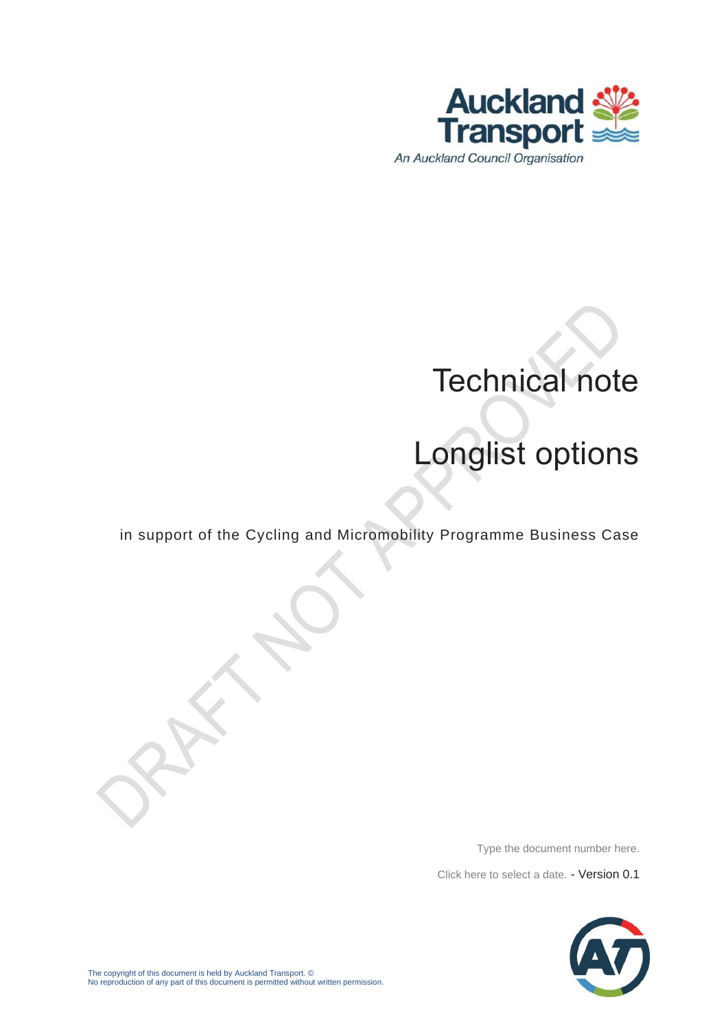# Technical note

# Longlist options

in support of the Cycling and Micromobility Programme Business Case

DRAFT NOT APPROVED

Type the document number here.

Click here to select a date. - Version 0.1

The copyright of this document is held by Auckland Transport. ©
No reproduction of any part of this document is permitted without written permission.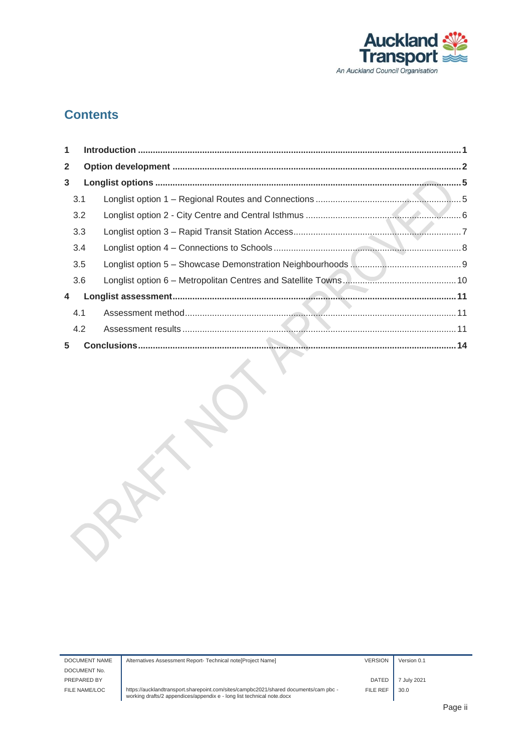# Contents

| | | |
|---|---|---|
| **1** | **Introduction** | **1** |
| **2** | **Option development** | **2** |
| **3** | **Longlist options** | **5** |
| 3.1 | Longlist option 1 – Regional Routes and Connections | 5 |
| 3.2 | Longlist option 2 - City Centre and Central Isthmus | 6 |
| 3.3 | Longlist option 3 – Rapid Transit Station Access | 7 |
| 3.4 | Longlist option 4 – Connections to Schools | 8 |
| 3.5 | Longlist option 5 – Showcase Demonstration Neighbourhoods | 9 |
| 3.6 | Longlist option 6 – Metropolitan Centres and Satellite Towns | 10 |
| **4** | **Longlist assessment** | **11** |
| 4.1 | Assessment method | 11 |
| 4.2 | Assessment results | 11 |
| **5** | **Conclusions** | **14** |

DRAFT NOT APPROVED

| | | | |
|---|---|---|---|
| DOCUMENT NAME | Alternatives Assessment Report- Technical note[Project Name] | VERSION | Version 0.1 |
| DOCUMENT No. | | | |
| PREPARED BY | | DATED | 7 July 2021 |
| FILE NAME/LOC | https://aucklandtransport.sharepoint.com/sites/campbc2021/shared documents/cam pbc - working drafts/2 appendices/appendix e - long list technical note.docx | FILE REF | 30.0 |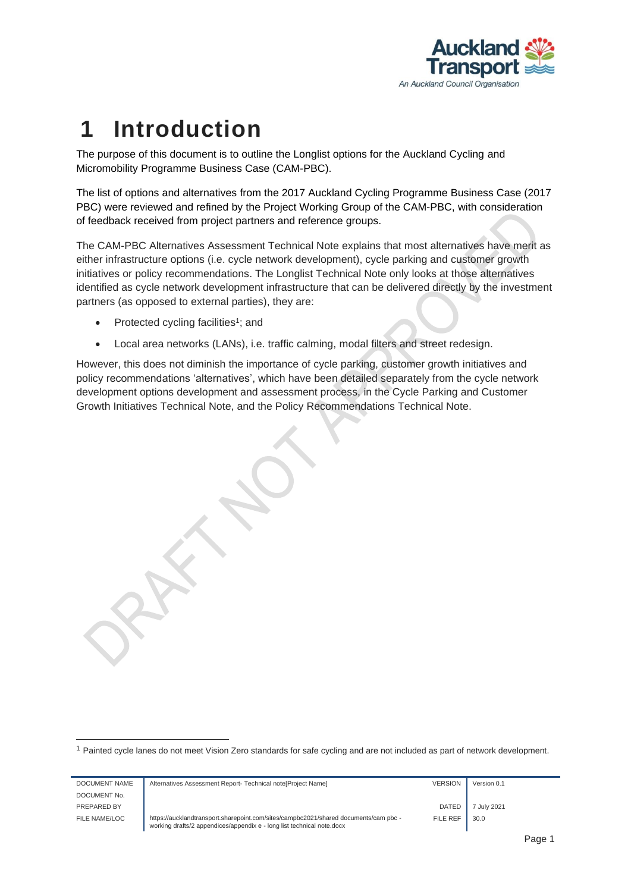# 1 Introduction

The purpose of this document is to outline the Longlist options for the Auckland Cycling and Micromobility Programme Business Case (CAM-PBC).

The list of options and alternatives from the 2017 Auckland Cycling Programme Business Case (2017 PBC) were reviewed and refined by the Project Working Group of the CAM-PBC, with consideration of feedback received from project partners and reference groups.

The CAM-PBC Alternatives Assessment Technical Note explains that most alternatives have merit as either infrastructure options (i.e. cycle network development), cycle parking and customer growth initiatives or policy recommendations. The Longlist Technical Note only looks at those alternatives identified as cycle network development infrastructure that can be delivered directly by the investment partners (as opposed to external parties), they are:

- Protected cycling facilities[1]; and
- Local area networks (LANs), i.e. traffic calming, modal filters and street redesign.

However, this does not diminish the importance of cycle parking, customer growth initiatives and policy recommendations 'alternatives', which have been detailed separately from the cycle network development options development and assessment process, in the Cycle Parking and Customer Growth Initiatives Technical Note, and the Policy Recommendations Technical Note.

[1] Painted cycle lanes do not meet Vision Zero standards for safe cycling and are not included as part of network development.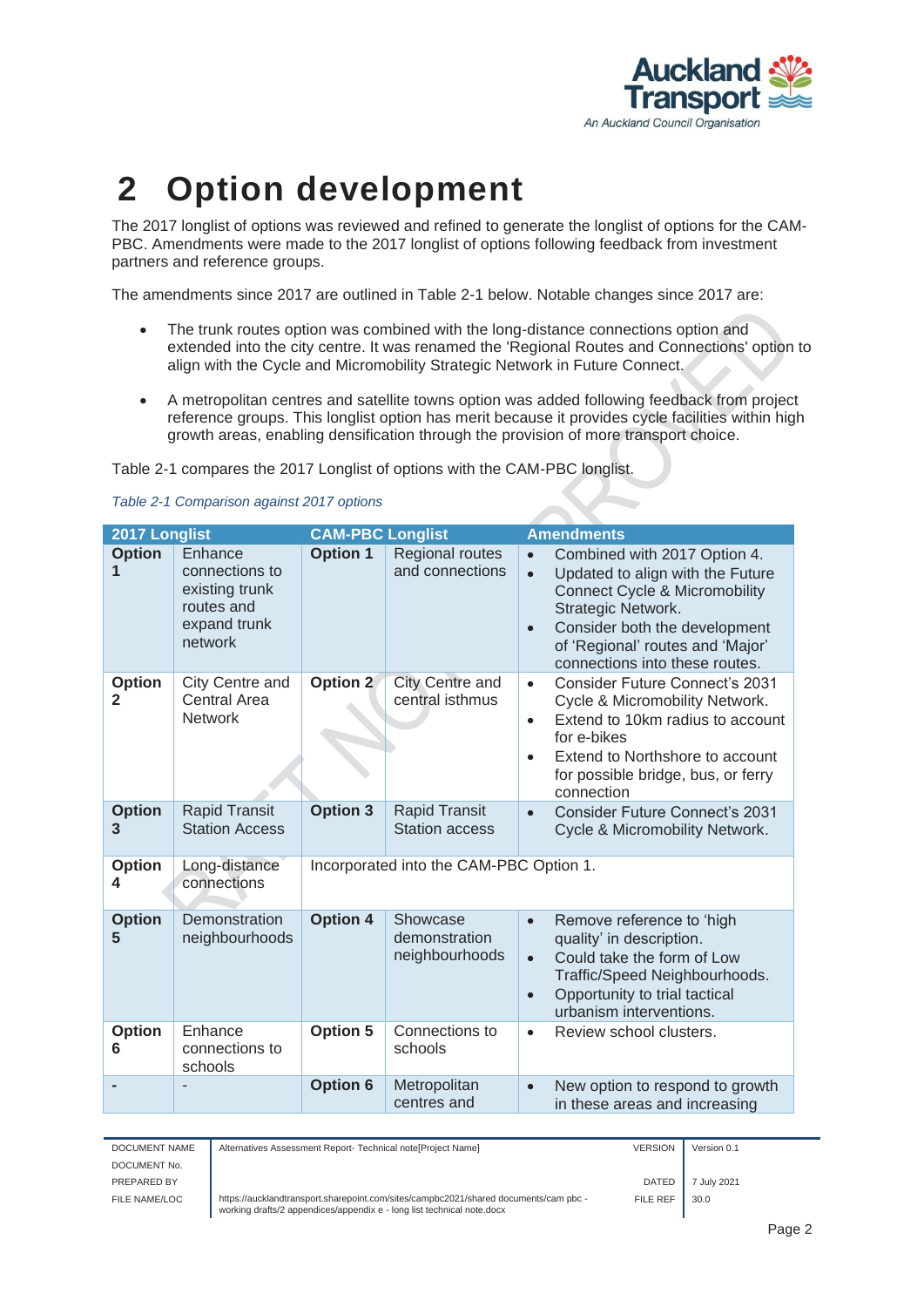// ... omitted for brevity ...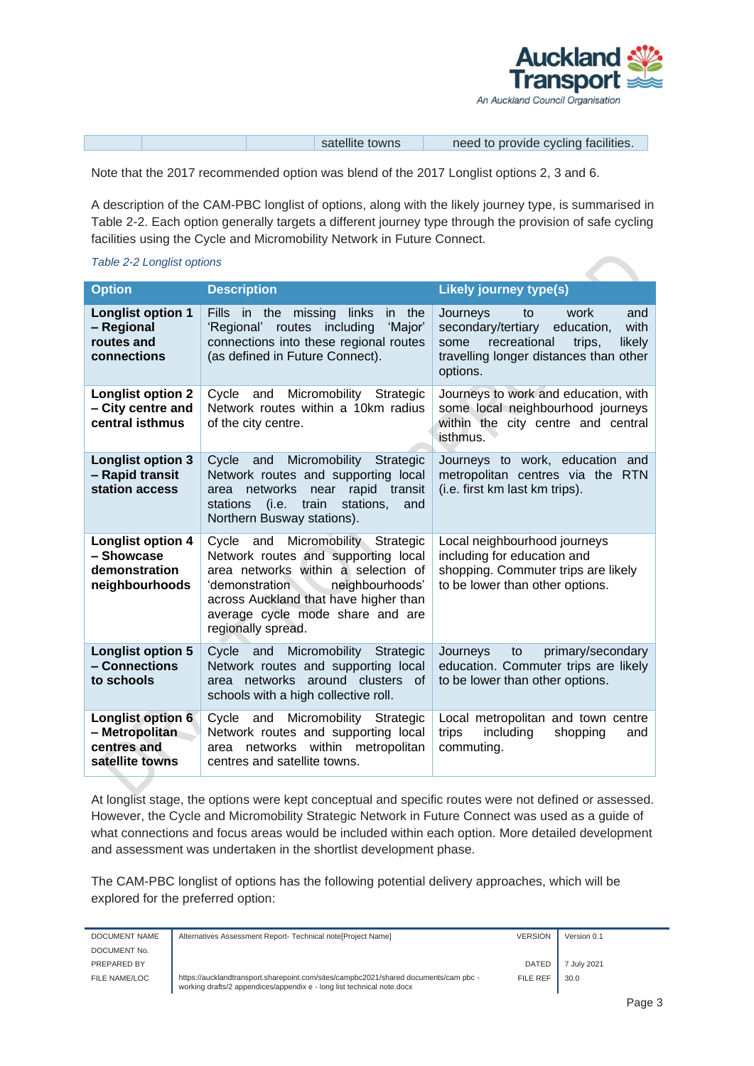| | | | satellite towns | need to provide cycling facilities. |
|---|---|---|---|---|

Note that the 2017 recommended option was blend of the 2017 Longlist options 2, 3 and 6.

A description of the CAM-PBC longlist of options, along with the likely journey type, is summarised in Table 2-2. Each option generally targets a different journey type through the provision of safe cycling facilities using the Cycle and Micromobility Network in Future Connect.

*Table 2-2 Longlist options*

| Option | Description | Likely journey type(s) |
|---|---|---|
| **Longlist option 1 – Regional routes and connections** | Fills in the missing links in the 'Regional' routes including 'Major' connections into these regional routes (as defined in Future Connect). | Journeys to work and secondary/tertiary education, with some recreational trips, likely travelling longer distances than other options. |
| **Longlist option 2 – City centre and central isthmus** | Cycle and Micromobility Strategic Network routes within a 10km radius of the city centre. | Journeys to work and education, with some local neighbourhood journeys within the city centre and central isthmus. |
| **Longlist option 3 – Rapid transit station access** | Cycle and Micromobility Strategic Network routes and supporting local area networks near rapid transit stations (i.e. train stations, and Northern Busway stations). | Journeys to work, education and metropolitan centres via the RTN (i.e. first km last km trips). |
| **Longlist option 4 – Showcase demonstration neighbourhoods** | Cycle and Micromobility Strategic Network routes and supporting local area networks within a selection of 'demonstration neighbourhoods' across Auckland that have higher than average cycle mode share and are regionally spread. | Local neighbourhood journeys including for education and shopping. Commuter trips are likely to be lower than other options. |
| **Longlist option 5 – Connections to schools** | Cycle and Micromobility Strategic Network routes and supporting local area networks around clusters of schools with a high collective roll. | Journeys to primary/secondary education. Commuter trips are likely to be lower than other options. |
| **Longlist option 6 – Metropolitan centres and satellite towns** | Cycle and Micromobility Strategic Network routes and supporting local area networks within metropolitan centres and satellite towns. | Local metropolitan and town centre trips including shopping and commuting. |

At longlist stage, the options were kept conceptual and specific routes were not defined or assessed. However, the Cycle and Micromobility Strategic Network in Future Connect was used as a guide of what connections and focus areas would be included within each option. More detailed development and assessment was undertaken in the shortlist development phase.

The CAM-PBC longlist of options has the following potential delivery approaches, which will be explored for the preferred option: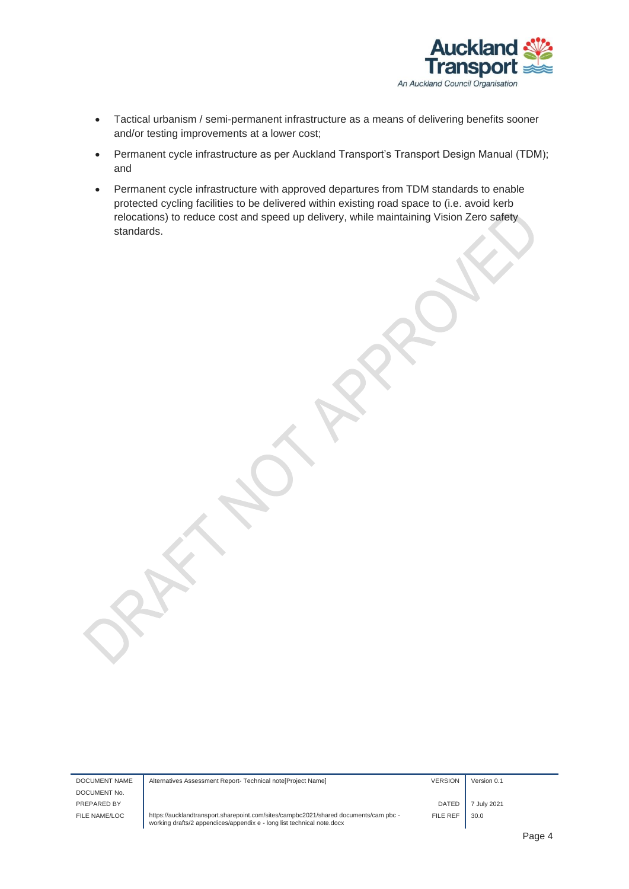- Tactical urbanism / semi-permanent infrastructure as a means of delivering benefits sooner and/or testing improvements at a lower cost;
- Permanent cycle infrastructure as per Auckland Transport's Transport Design Manual (TDM); and
- Permanent cycle infrastructure with approved departures from TDM standards to enable protected cycling facilities to be delivered within existing road space to (i.e. avoid kerb relocations) to reduce cost and speed up delivery, while maintaining Vision Zero safety standards.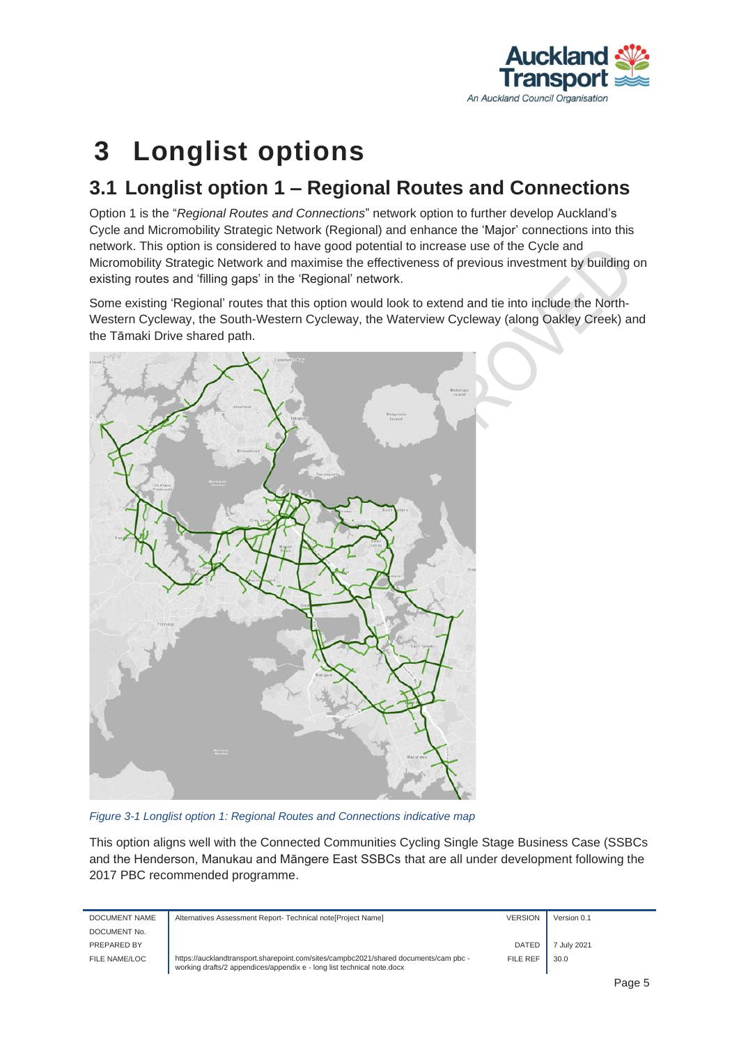# 3 Longlist options

## 3.1 Longlist option 1 – Regional Routes and Connections

Option 1 is the "*Regional Routes and Connections*" network option to further develop Auckland's Cycle and Micromobility Strategic Network (Regional) and enhance the 'Major' connections into this network. This option is considered to have good potential to increase use of the Cycle and Micromobility Strategic Network and maximise the effectiveness of previous investment by building on existing routes and 'filling gaps' in the 'Regional' network.

Some existing 'Regional' routes that this option would look to extend and tie into include the North-Western Cycleway, the South-Western Cycleway, the Waterview Cycleway (along Oakley Creek) and the Tāmaki Drive shared path.

*Figure 3-1 Longlist option 1: Regional Routes and Connections indicative map*

This option aligns well with the Connected Communities Cycling Single Stage Business Case (SSBCs and the Henderson, Manukau and Māngere East SSBCs that are all under development following the 2017 PBC recommended programme.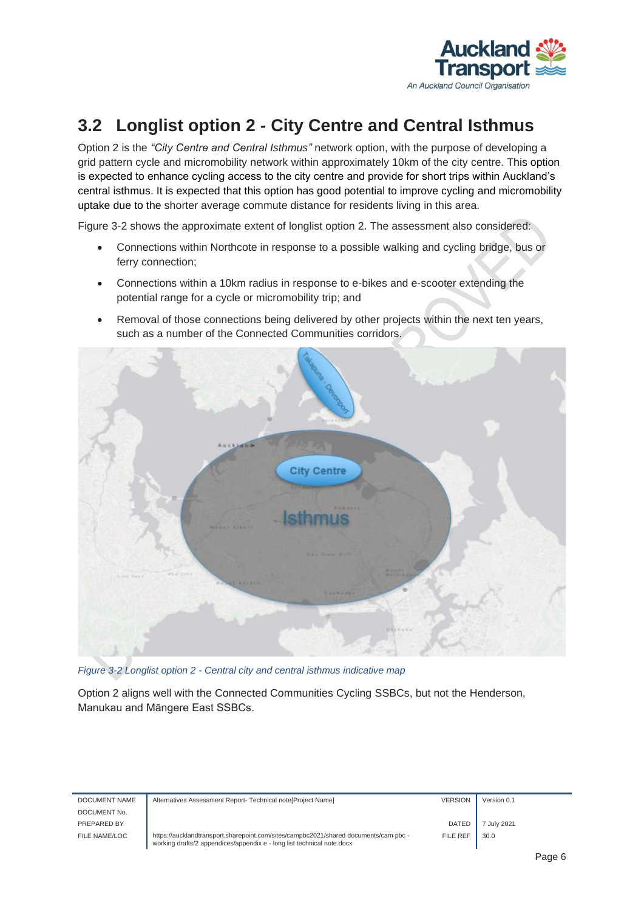## 3.2 Longlist option 2 - City Centre and Central Isthmus

Option 2 is the *"City Centre and Central Isthmus"* network option, with the purpose of developing a grid pattern cycle and micromobility network within approximately 10km of the city centre. This option is expected to enhance cycling access to the city centre and provide for short trips within Auckland's central isthmus. It is expected that this option has good potential to improve cycling and micromobility uptake due to the shorter average commute distance for residents living in this area.

Figure 3-2 shows the approximate extent of longlist option 2. The assessment also considered:

- Connections within Northcote in response to a possible walking and cycling bridge, bus or ferry connection;
- Connections within a 10km radius in response to e-bikes and e-scooter extending the potential range for a cycle or micromobility trip; and
- Removal of those connections being delivered by other projects within the next ten years, such as a number of the Connected Communities corridors.

*Figure 3-2 Longlist option 2 - Central city and central isthmus indicative map*

Option 2 aligns well with the Connected Communities Cycling SSBCs, but not the Henderson, Manukau and Māngere East SSBCs.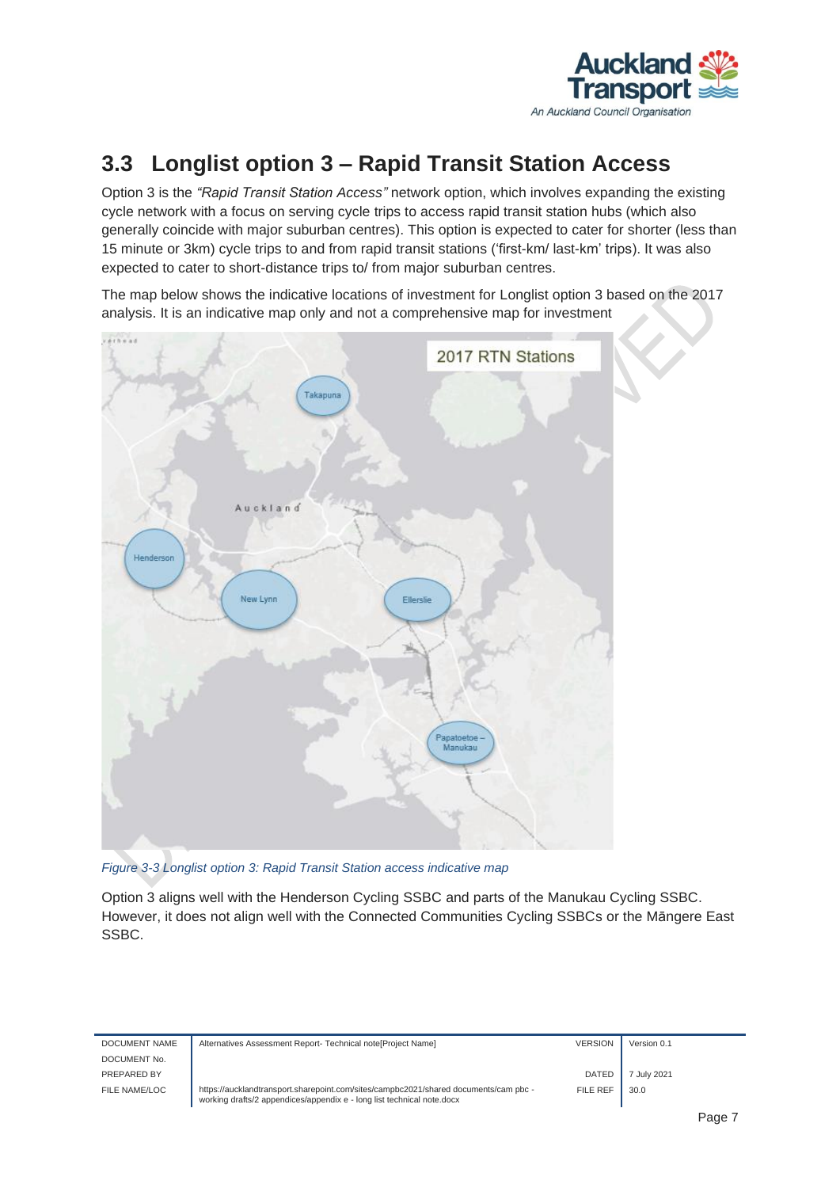## 3.3 Longlist option 3 – Rapid Transit Station Access

Option 3 is the *"Rapid Transit Station Access"* network option, which involves expanding the existing cycle network with a focus on serving cycle trips to access rapid transit station hubs (which also generally coincide with major suburban centres). This option is expected to cater for shorter (less than 15 minute or 3km) cycle trips to and from rapid transit stations ('first-km/ last-km' trips). It was also expected to cater to short-distance trips to/ from major suburban centres.

The map below shows the indicative locations of investment for Longlist option 3 based on the 2017 analysis. It is an indicative map only and not a comprehensive map for investment

*Figure 3-3 Longlist option 3: Rapid Transit Station access indicative map*

Option 3 aligns well with the Henderson Cycling SSBC and parts of the Manukau Cycling SSBC. However, it does not align well with the Connected Communities Cycling SSBCs or the Māngere East SSBC.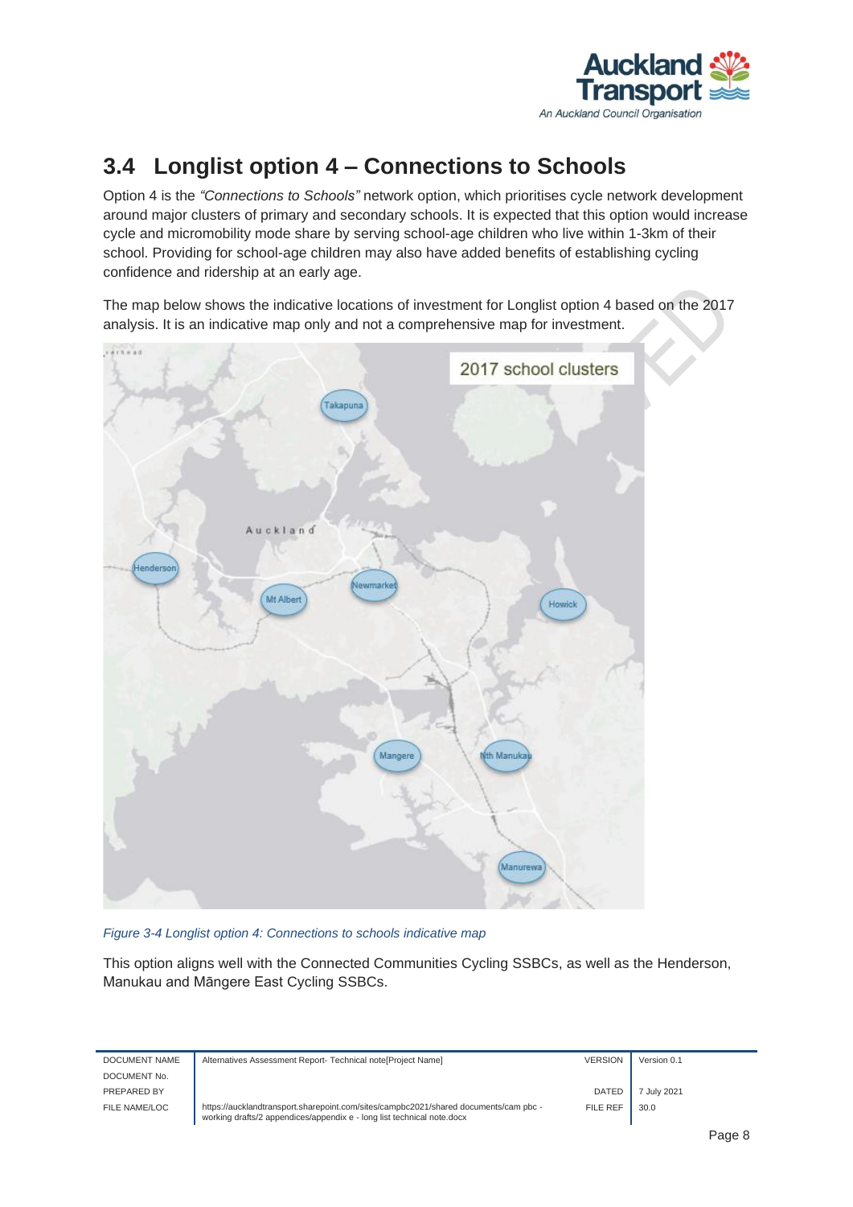## 3.4 Longlist option 4 – Connections to Schools

Option 4 is the *"Connections to Schools"* network option, which prioritises cycle network development around major clusters of primary and secondary schools. It is expected that this option would increase cycle and micromobility mode share by serving school-age children who live within 1-3km of their school. Providing for school-age children may also have added benefits of establishing cycling confidence and ridership at an early age.

The map below shows the indicative locations of investment for Longlist option 4 based on the 2017 analysis. It is an indicative map only and not a comprehensive map for investment.

*Figure 3-4 Longlist option 4: Connections to schools indicative map*

This option aligns well with the Connected Communities Cycling SSBCs, as well as the Henderson, Manukau and Māngere East Cycling SSBCs.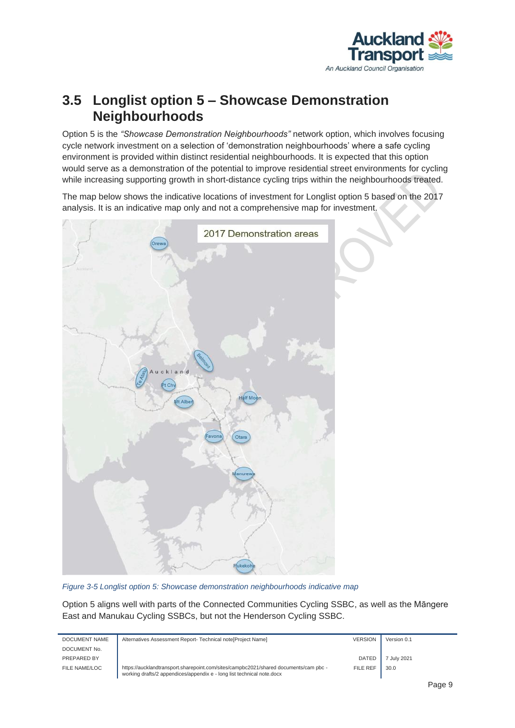## 3.5 Longlist option 5 – Showcase Demonstration Neighbourhoods

Option 5 is the *"Showcase Demonstration Neighbourhoods"* network option, which involves focusing cycle network investment on a selection of 'demonstration neighbourhoods' where a safe cycling environment is provided within distinct residential neighbourhoods. It is expected that this option would serve as a demonstration of the potential to improve residential street environments for cycling while increasing supporting growth in short-distance cycling trips within the neighbourhoods treated.

The map below shows the indicative locations of investment for Longlist option 5 based on the 2017 analysis. It is an indicative map only and not a comprehensive map for investment.

*Figure 3-5 Longlist option 5: Showcase demonstration neighbourhoods indicative map*

Option 5 aligns well with parts of the Connected Communities Cycling SSBC, as well as the Māngere East and Manukau Cycling SSBCs, but not the Henderson Cycling SSBC.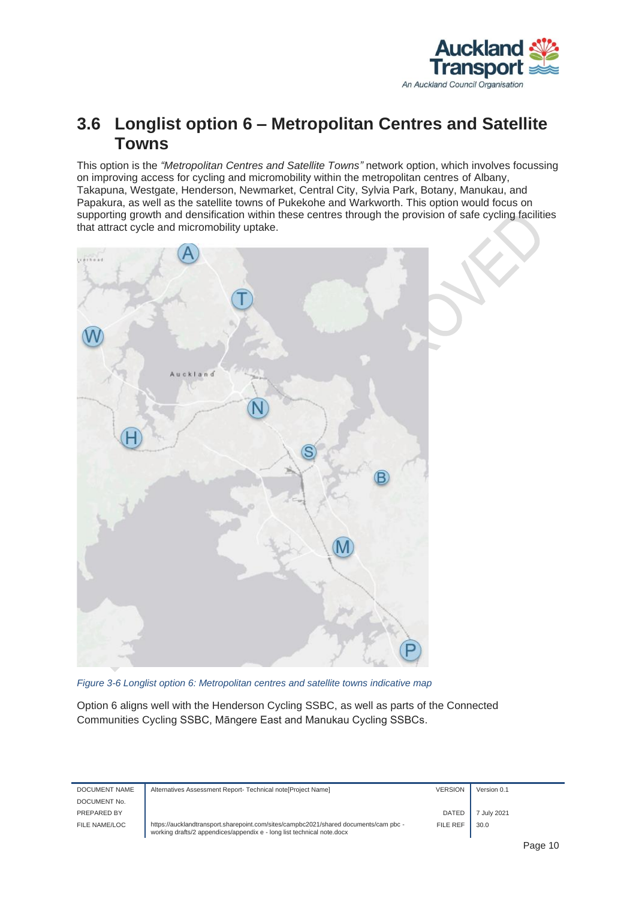## 3.6 Longlist option 6 – Metropolitan Centres and Satellite Towns

This option is the *"Metropolitan Centres and Satellite Towns"* network option, which involves focussing on improving access for cycling and micromobility within the metropolitan centres of Albany, Takapuna, Westgate, Henderson, Newmarket, Central City, Sylvia Park, Botany, Manukau, and Papakura, as well as the satellite towns of Pukekohe and Warkworth. This option would focus on supporting growth and densification within these centres through the provision of safe cycling facilities that attract cycle and micromobility uptake.

*Figure 3-6 Longlist option 6: Metropolitan centres and satellite towns indicative map*

Option 6 aligns well with the Henderson Cycling SSBC, as well as parts of the Connected Communities Cycling SSBC, Māngere East and Manukau Cycling SSBCs.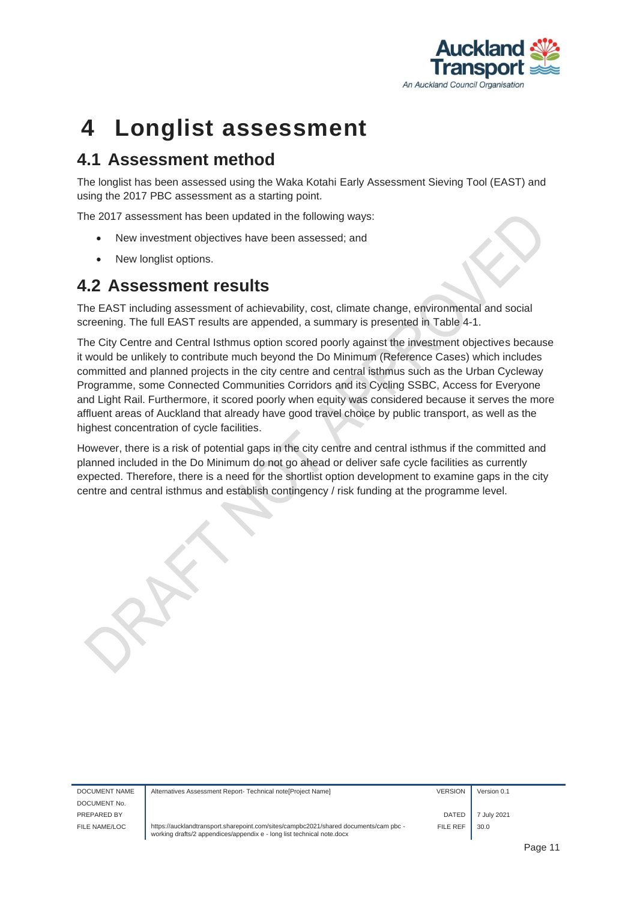# 4 Longlist assessment

## 4.1 Assessment method

The longlist has been assessed using the Waka Kotahi Early Assessment Sieving Tool (EAST) and using the 2017 PBC assessment as a starting point.

The 2017 assessment has been updated in the following ways:

- New investment objectives have been assessed; and
- New longlist options.

## 4.2 Assessment results

The EAST including assessment of achievability, cost, climate change, environmental and social screening. The full EAST results are appended, a summary is presented in Table 4-1.

The City Centre and Central Isthmus option scored poorly against the investment objectives because it would be unlikely to contribute much beyond the Do Minimum (Reference Cases) which includes committed and planned projects in the city centre and central isthmus such as the Urban Cycleway Programme, some Connected Communities Corridors and its Cycling SSBC, Access for Everyone and Light Rail. Furthermore, it scored poorly when equity was considered because it serves the more affluent areas of Auckland that already have good travel choice by public transport, as well as the highest concentration of cycle facilities.

However, there is a risk of potential gaps in the city centre and central isthmus if the committed and planned included in the Do Minimum do not go ahead or deliver safe cycle facilities as currently expected. Therefore, there is a need for the shortlist option development to examine gaps in the city centre and central isthmus and establish contingency / risk funding at the programme level.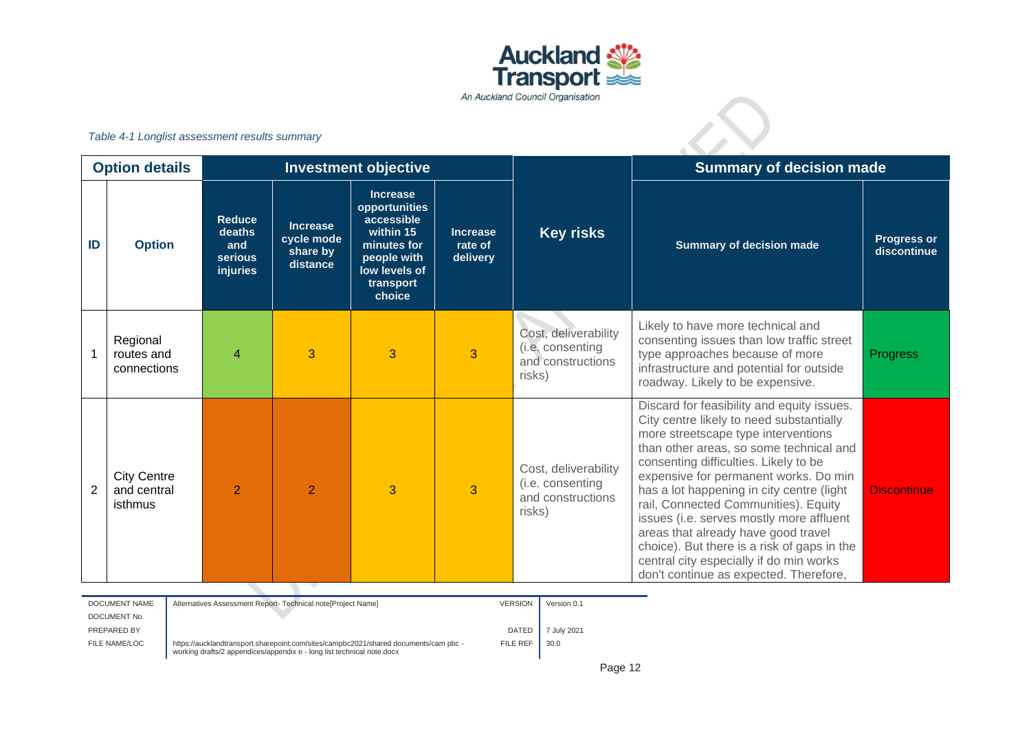*Table 4-1 Longlist assessment results summary*

| Option details | | Investment objective | | | | Key risks | Summary of decision made | |
|---|---|---|---|---|---|---|---|---|
| ID | Option | Reduce deaths and serious injuries | Increase cycle mode share by distance | Increase opportunities accessible within 15 minutes for people with low levels of transport choice | Increase rate of delivery | | Summary of decision made | Progress or discontinue |
| 1 | Regional routes and connections | 4 | 3 | 3 | 3 | Cost, deliverability (i.e. consenting and constructions risks) | Likely to have more technical and consenting issues than low traffic street type approaches because of more infrastructure and potential for outside roadway. Likely to be expensive. | Progress |
| 2 | City Centre and central isthmus | 2 | 2 | 3 | 3 | Cost, deliverability (i.e. consenting and constructions risks) | Discard for feasibility and equity issues. City centre likely to need substantially more streetscape type interventions than other areas, so some technical and consenting difficulties. Likely to be expensive for permanent works. Do min has a lot happening in city centre (light rail, Connected Communities). Equity issues (i.e. serves mostly more affluent areas that already have good travel choice). But there is a risk of gaps in the central city especially if do min works don't continue as expected. Therefore, | Discontinue |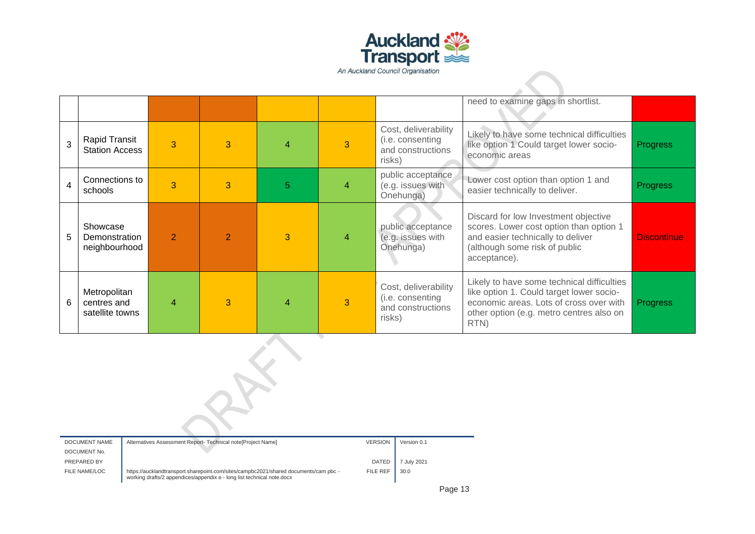|  |  |  |  |  |  |  | need to examine gaps in shortlist. |  |
|---|---|---|---|---|---|---|---|---|
| 3 | Rapid Transit Station Access | 3 | 3 | 4 | 3 | Cost, deliverability (i.e. consenting and constructions risks) | Likely to have some technical difficulties like option 1 Could target lower socio-economic areas | Progress |
| 4 | Connections to schools | 3 | 3 | 5 | 4 | public acceptance (e.g. issues with Onehunga) | Lower cost option than option 1 and easier technically to deliver. | Progress |
| 5 | Showcase Demonstration neighbourhood | 2 | 2 | 3 | 4 | public acceptance (e.g. issues with Onehunga) | Discard for low Investment objective scores. Lower cost option than option 1 and easier technically to deliver (although some risk of public acceptance). | Discontinue |
| 6 | Metropolitan centres and satellite towns | 4 | 3 | 4 | 3 | Cost, deliverability (i.e. consenting and constructions risks) | Likely to have some technical difficulties like option 1. Could target lower socio-economic areas. Lots of cross over with other option (e.g. metro centres also on RTN) | Progress |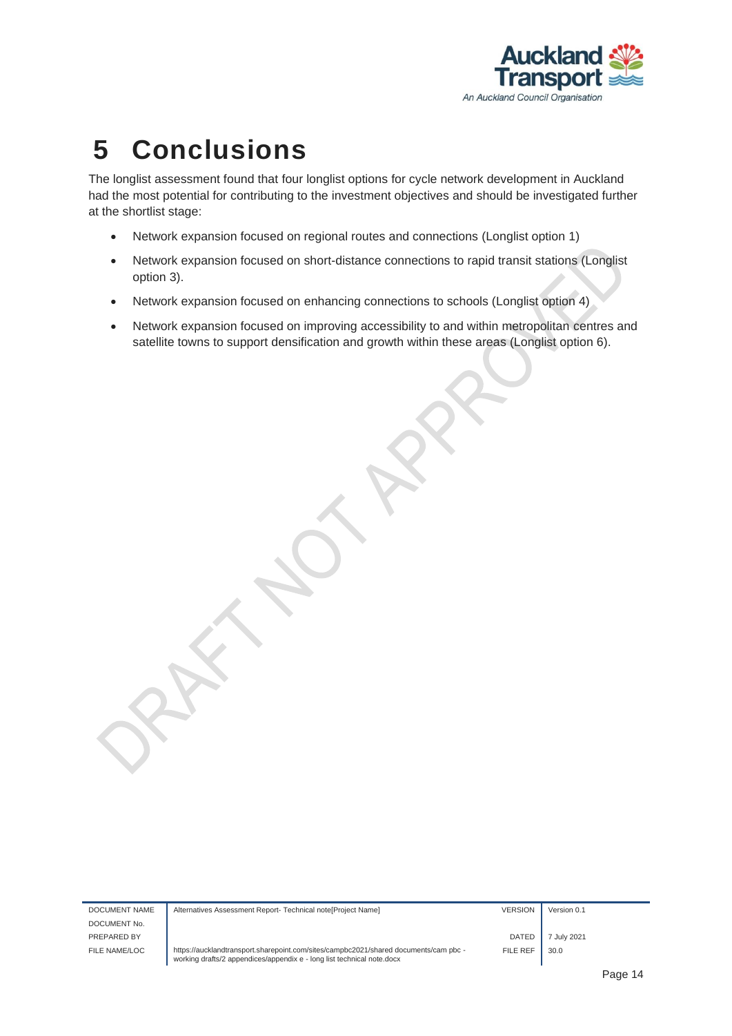# 5 Conclusions

The longlist assessment found that four longlist options for cycle network development in Auckland had the most potential for contributing to the investment objectives and should be investigated further at the shortlist stage:

- Network expansion focused on regional routes and connections (Longlist option 1)
- Network expansion focused on short-distance connections to rapid transit stations (Longlist option 3).
- Network expansion focused on enhancing connections to schools (Longlist option 4)
- Network expansion focused on improving accessibility to and within metropolitan centres and satellite towns to support densification and growth within these areas (Longlist option 6).